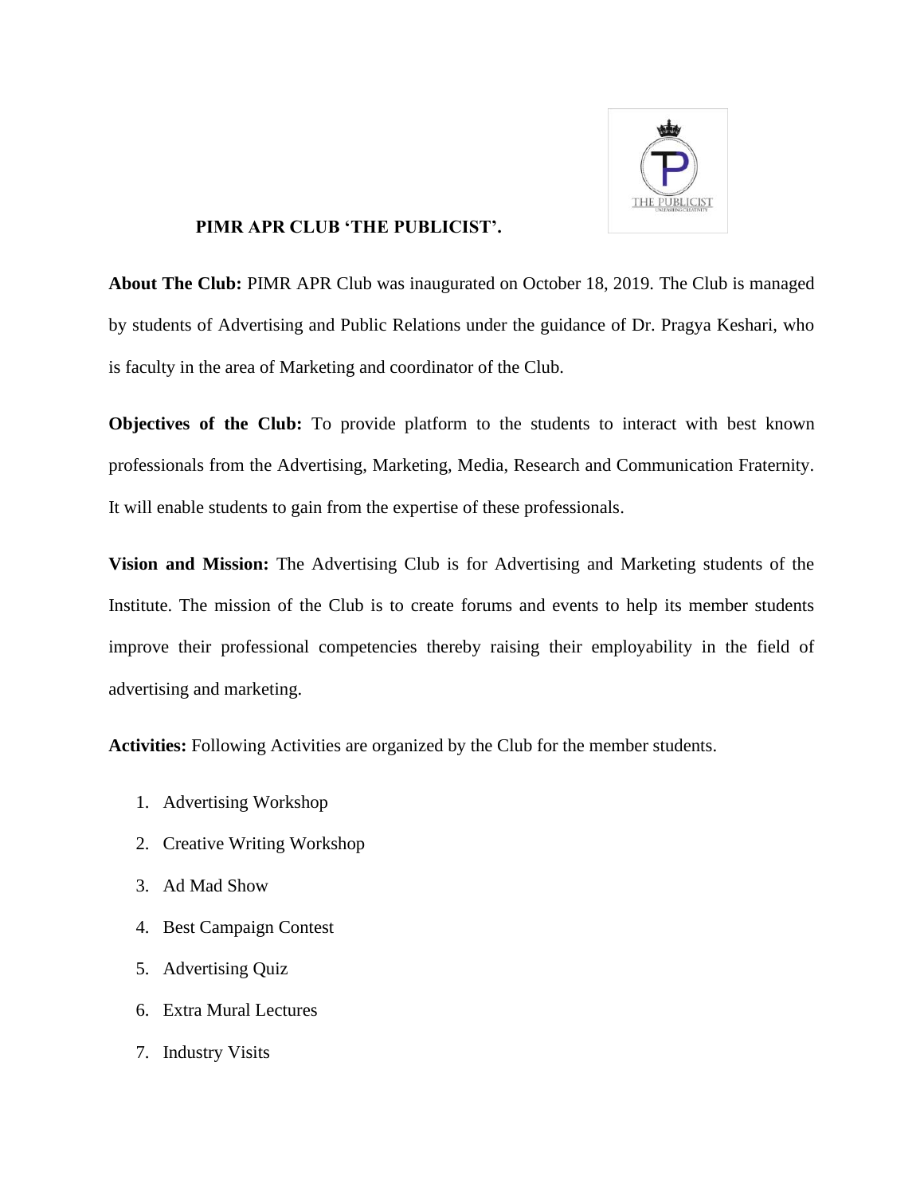# PIMR APR CLUB 'THE PUBLICIST'.

**About The Club:** PIMR APR Club was inaugurated on October 18, 2019. The Club is managed by students of Advertising and Public Relations under the guidance of Dr. Pragya Keshari, who is faculty in the area of Marketing and coordinator of the Club.

**Objectives of the Club:** To provide platform to the students to interact with best known professionals from the Advertising, Marketing, Media, Research and Communication Fraternity. It will enable students to gain from the expertise of these professionals.

**Vision and Mission:** The Advertising Club is for Advertising and Marketing students of the Institute. The mission of the Club is to create forums and events to help its member students improve their professional competencies thereby raising their employability in the field of advertising and marketing.

**Activities:** Following Activities are organized by the Club for the member students.

1. Advertising Workshop
2. Creative Writing Workshop
3. Ad Mad Show
4. Best Campaign Contest
5. Advertising Quiz
6. Extra Mural Lectures
7. Industry Visits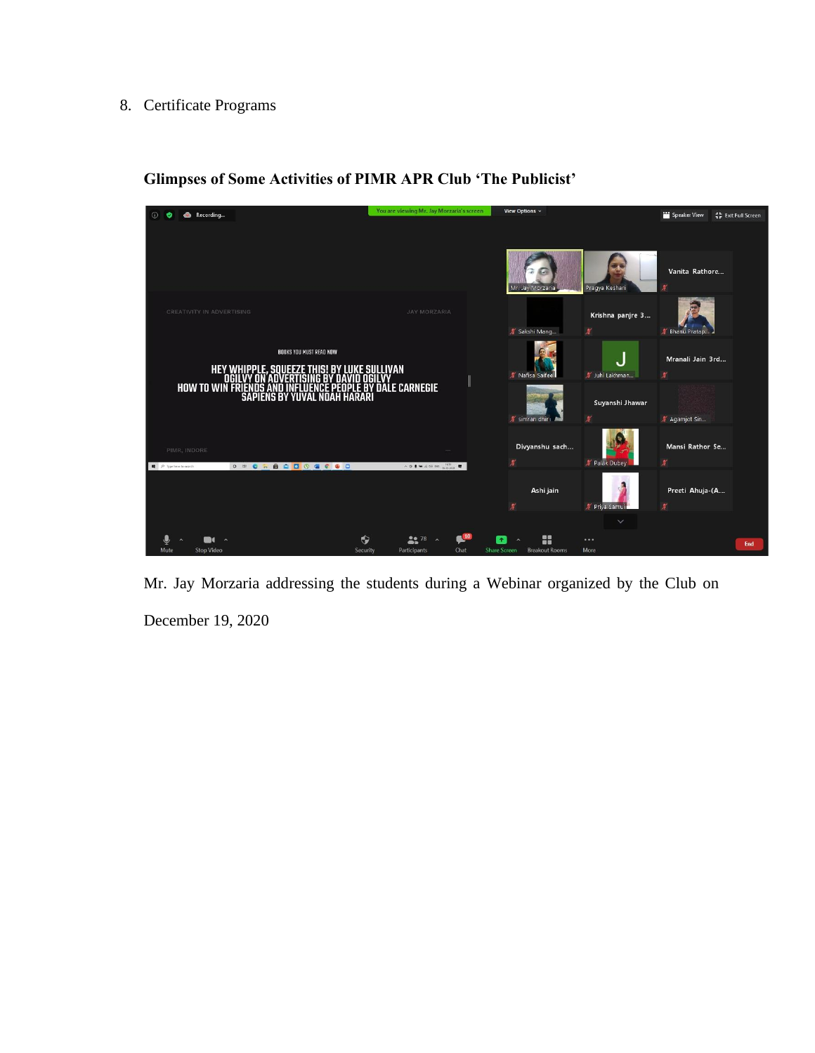8. Certificate Programs

**Glimpses of Some Activities of PIMR APR Club 'The Publicist'**

Mr. Jay Morzaria addressing the students during a Webinar organized by the Club on December 19, 2020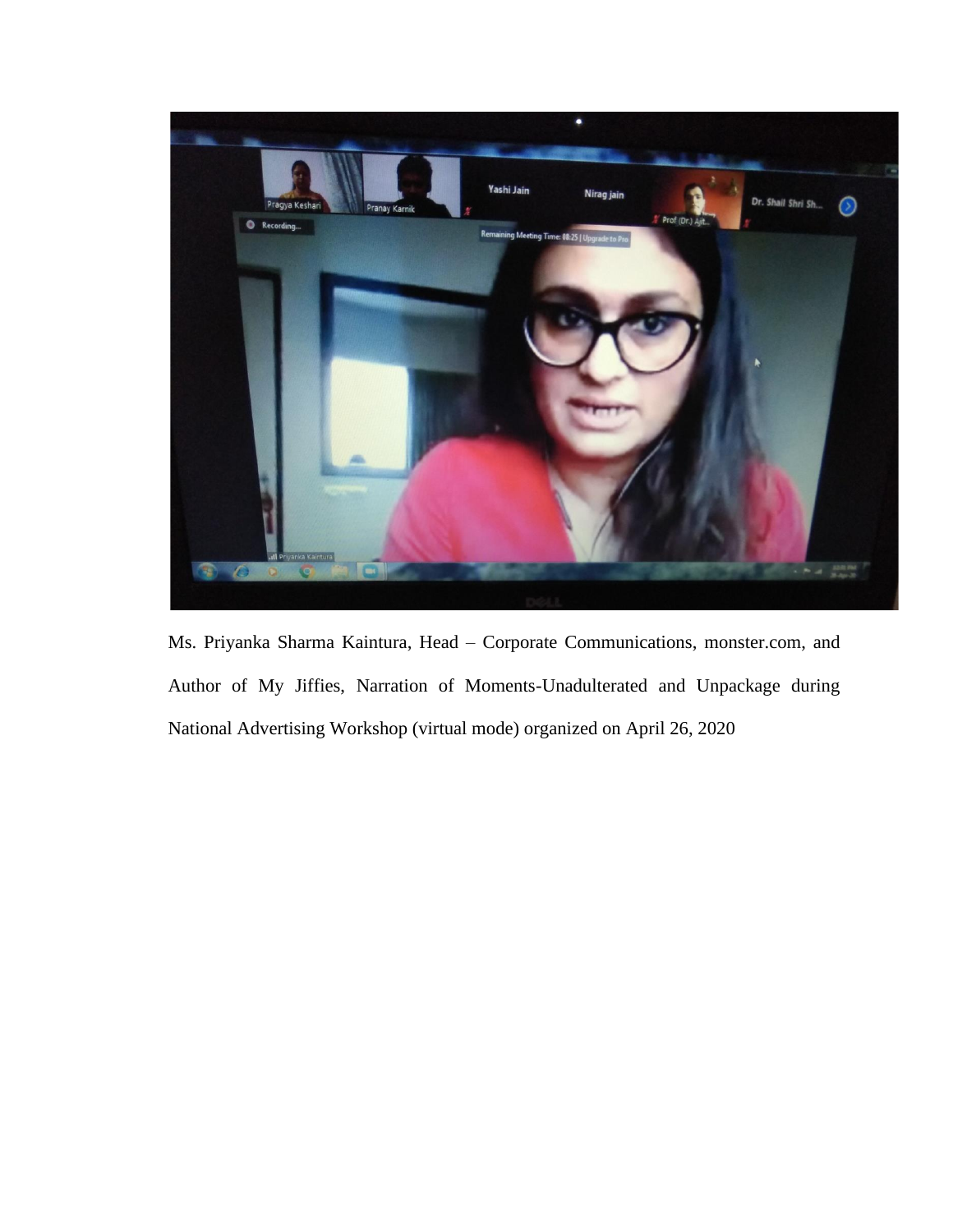Ms. Priyanka Sharma Kaintura, Head – Corporate Communications, monster.com, and Author of My Jiffies, Narration of Moments-Unadulterated and Unpackage during National Advertising Workshop (virtual mode) organized on April 26, 2020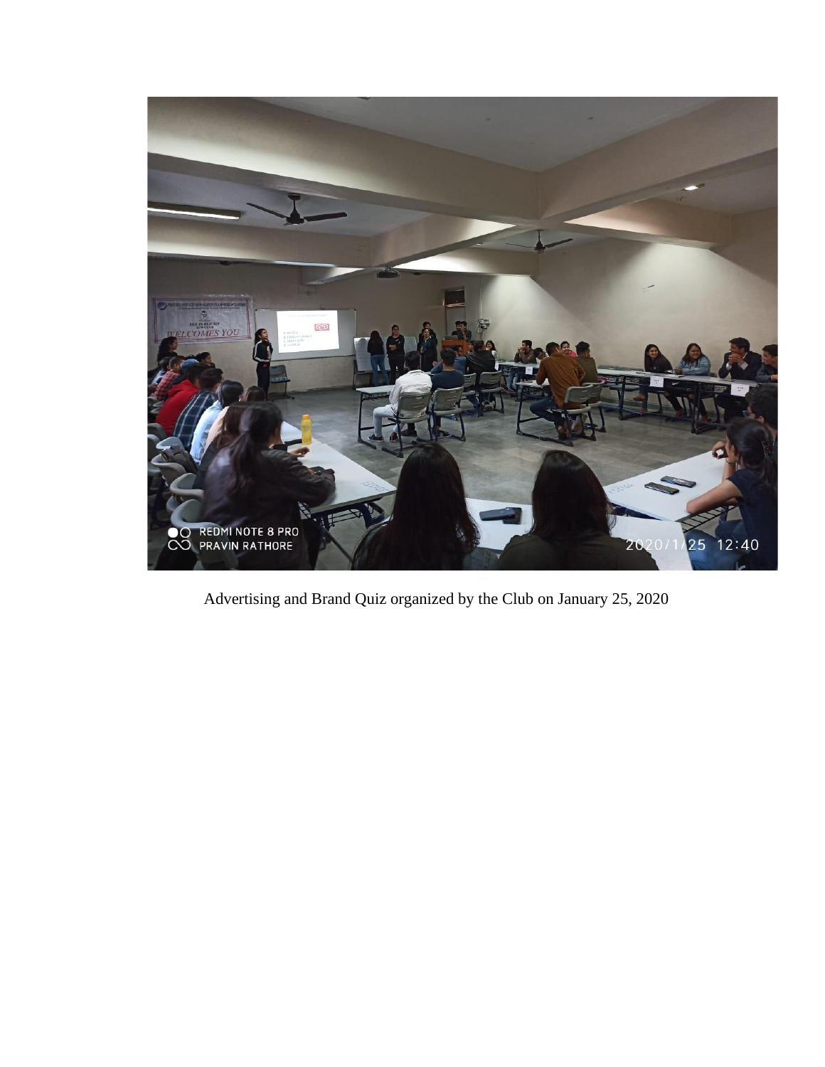Advertising and Brand Quiz organized by the Club on January 25, 2020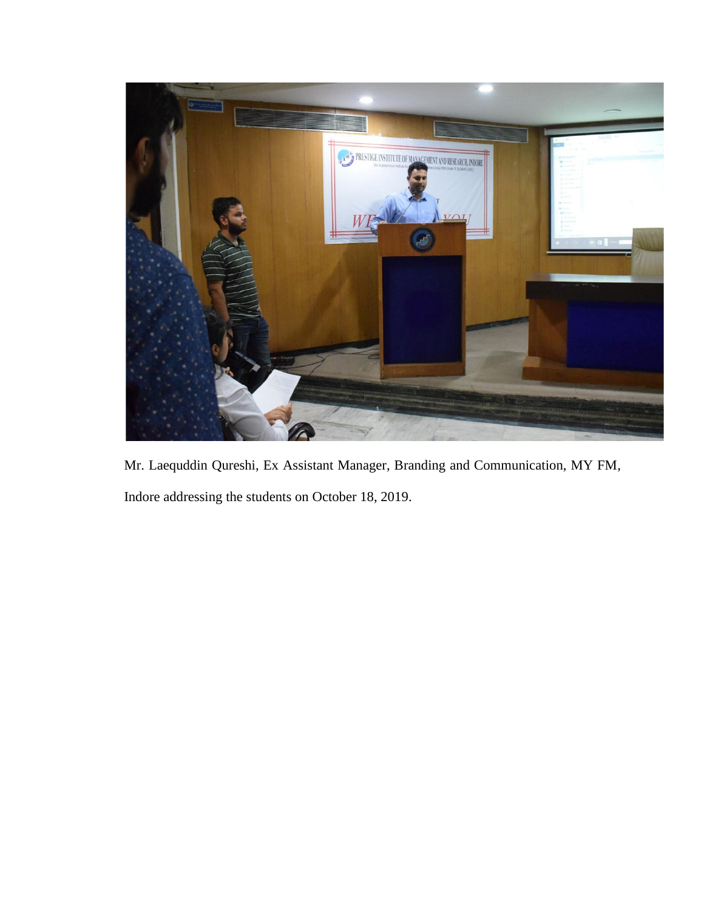Mr. Laequddin Qureshi, Ex Assistant Manager, Branding and Communication, MY FM, Indore addressing the students on October 18, 2019.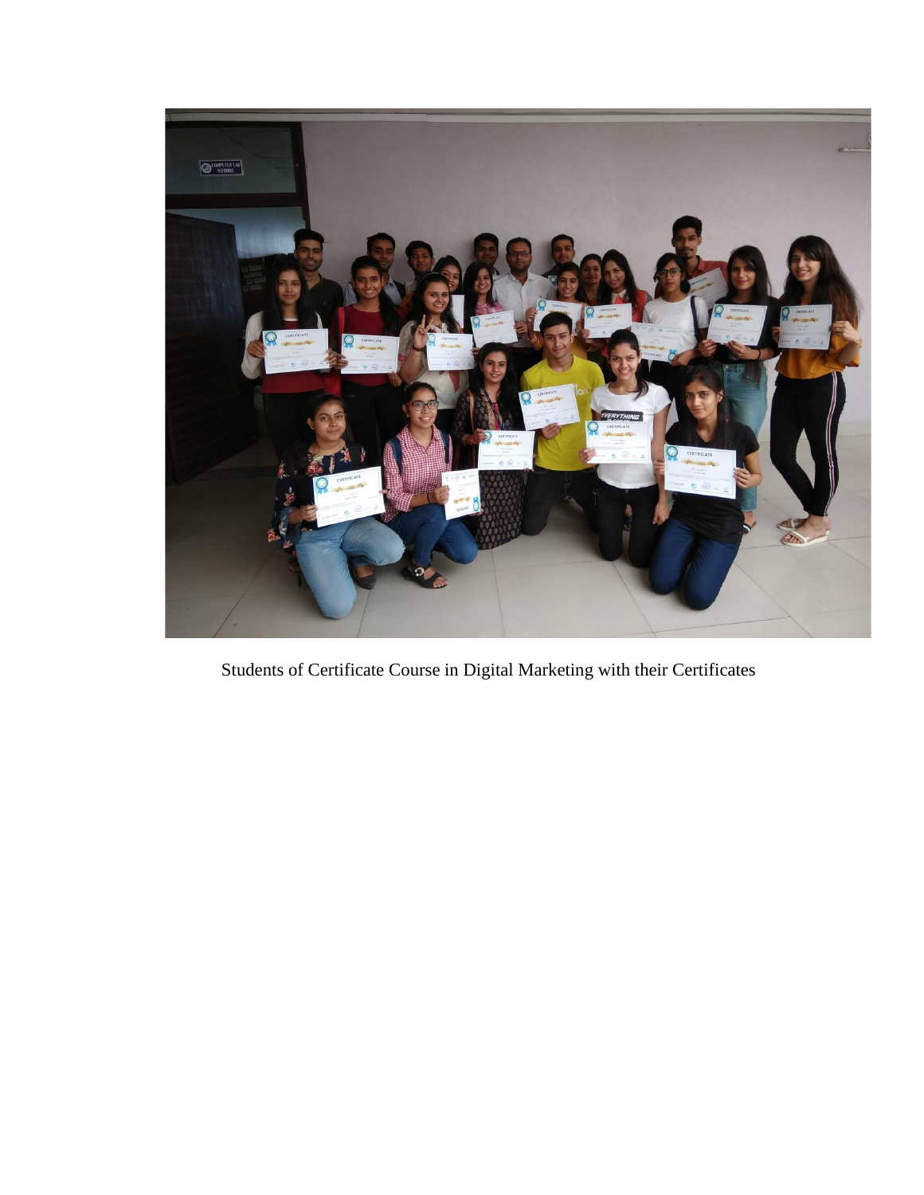Students of Certificate Course in Digital Marketing with their Certificates